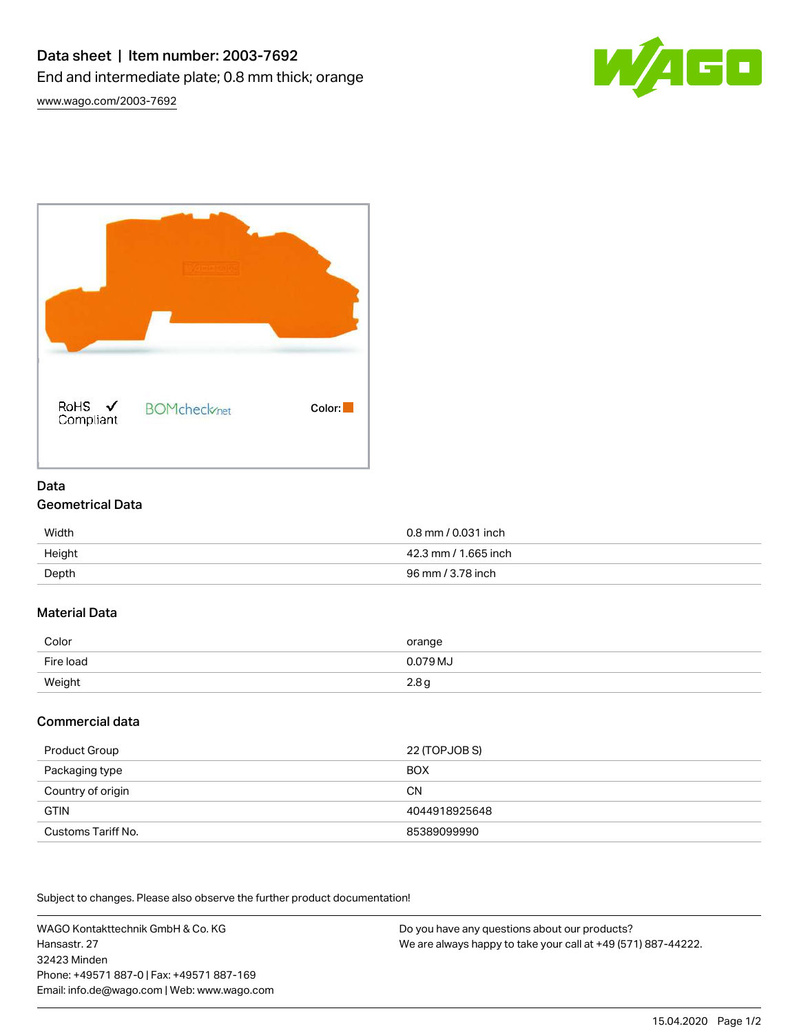# Data sheet | Item number: 2003-7692

End and intermediate plate; 0.8 mm thick; orange

www.wago.com/2003-7692

RoHS ✓ Compliant

BOMcheck.net

Color:

## Data

### Geometrical Data

| | |
|---|---|
| Width | 0.8 mm / 0.031 inch |
| Height | 42.3 mm / 1.665 inch |
| Depth | 96 mm / 3.78 inch |

### Material Data

| | |
|---|---|
| Color | orange |
| Fire load | 0.079 MJ |
| Weight | 2.8 g |

### Commercial data

| | |
|---|---|
| Product Group | 22 (TOPJOB S) |
| Packaging type | BOX |
| Country of origin | CN |
| GTIN | 4044918925648 |
| Customs Tariff No. | 85389099990 |

Subject to changes. Please also observe the further product documentation!

WAGO Kontakttechnik GmbH & Co. KG
Hansastr. 27
32423 Minden
Phone: +49571 887-0 | Fax: +49571 887-169
Email: info.de@wago.com | Web: www.wago.com

Do you have any questions about our products?
We are always happy to take your call at +49 (571) 887-44222.

15.04.2020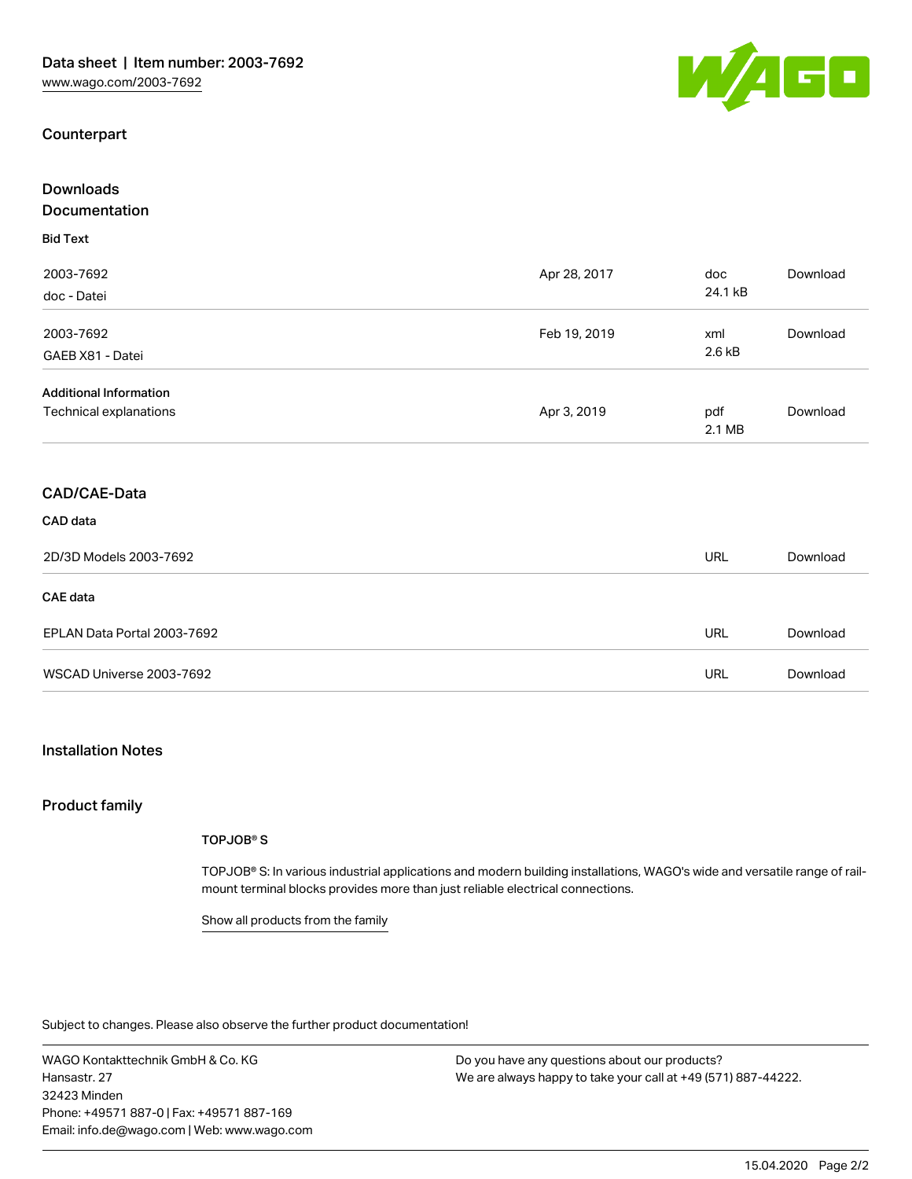Data sheet | Item number: 2003-7692
www.wago.com/2003-7692

## Counterpart

## Downloads

## Documentation

**Bid Text**

| | | | |
|---|---|---|---|
| 2003-7692<br>doc - Datei | Apr 28, 2017 | doc<br>24.1 kB | Download |
| 2003-7692<br>GAEB X81 - Datei | Feb 19, 2019 | xml<br>2.6 kB | Download |

**Additional Information**

| | | | |
|---|---|---|---|
| Technical explanations | Apr 3, 2019 | pdf<br>2.1 MB | Download |

## CAD/CAE-Data

**CAD data**

| | | |
|---|---|---|
| 2D/3D Models 2003-7692 | URL | Download |

**CAE data**

| | | |
|---|---|---|
| EPLAN Data Portal 2003-7692 | URL | Download |
| WSCAD Universe 2003-7692 | URL | Download |

## Installation Notes

## Product family

**TOPJOB® S**

TOPJOB® S: In various industrial applications and modern building installations, WAGO's wide and versatile range of rail-mount terminal blocks provides more than just reliable electrical connections.

Show all products from the family

Subject to changes. Please also observe the further product documentation!

WAGO Kontakttechnik GmbH & Co. KG
Hansastr. 27
32423 Minden
Phone: +49571 887-0 | Fax: +49571 887-169
Email: info.de@wago.com | Web: www.wago.com

Do you have any questions about our products?
We are always happy to take your call at +49 (571) 887-44222.

15.04.2020